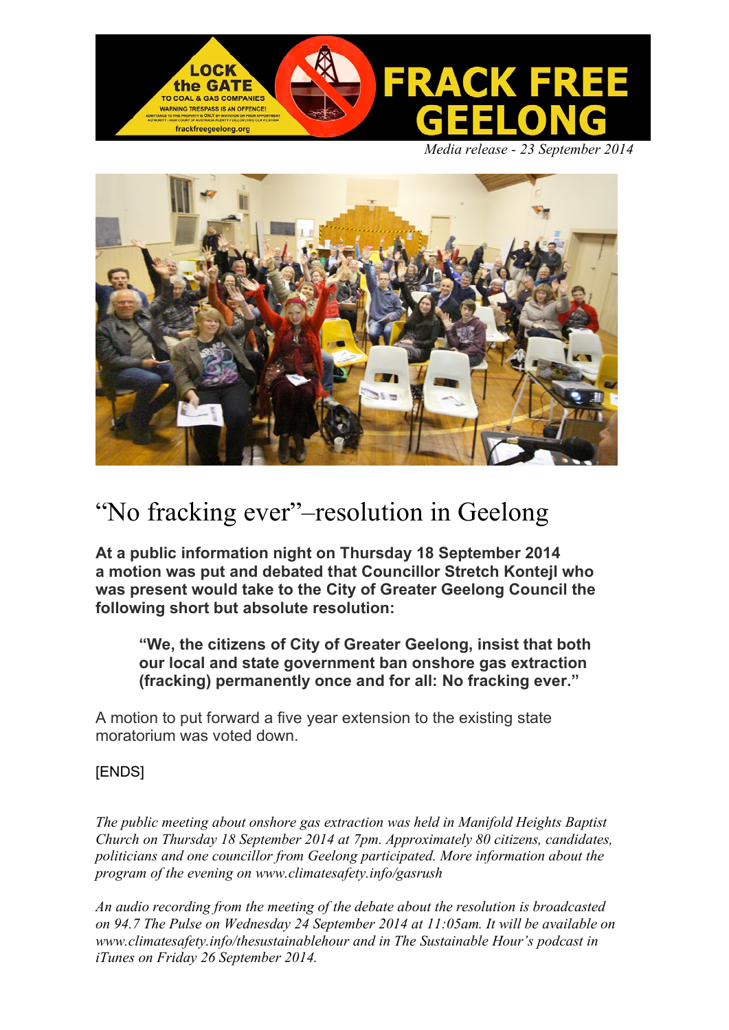FRACK FREE GEELONG

*Media release - 23 September 2014*

# "No fracking ever"–resolution in Geelong

**At a public information night on Thursday 18 September 2014 a motion was put and debated that Councillor Stretch Kontejl who was present would take to the City of Greater Geelong Council the following short but absolute resolution:**

> **"We, the citizens of City of Greater Geelong, insist that both our local and state government ban onshore gas extraction (fracking) permanently once and for all: No fracking ever."**

A motion to put forward a five year extension to the existing state moratorium was voted down.

[ENDS]

*The public meeting about onshore gas extraction was held in Manifold Heights Baptist Church on Thursday 18 September 2014 at 7pm. Approximately 80 citizens, candidates, politicians and one councillor from Geelong participated. More information about the program of the evening on www.climatesafety.info/gasrush*

*An audio recording from the meeting of the debate about the resolution is broadcasted on 94.7 The Pulse on Wednesday 24 September 2014 at 11:05am. It will be available on www.climatesafety.info/thesustainablehour and in The Sustainable Hour's podcast in iTunes on Friday 26 September 2014.*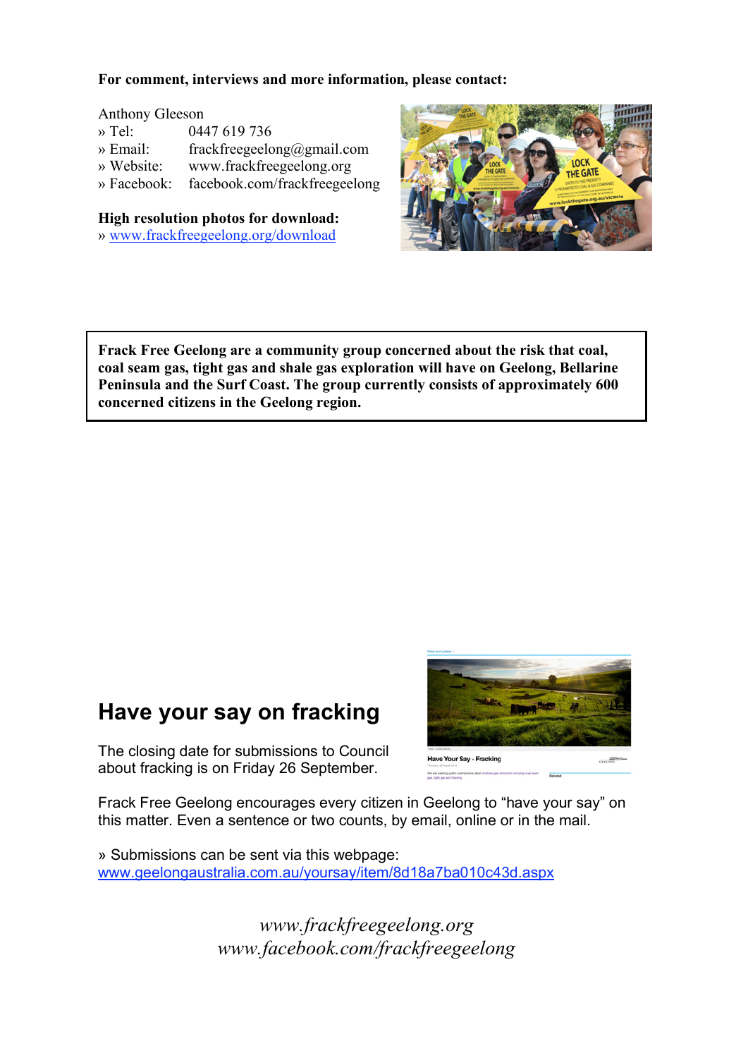**For comment, interviews and more information, please contact:**

Anthony Gleeson
» Tel: 0447 619 736
» Email: frackfreegeelong@gmail.com
» Website: www.frackfreegeelong.org
» Facebook: facebook.com/frackfreegeelong

**High resolution photos for download:**
» www.frackfreegeelong.org/download

**Frack Free Geelong are a community group concerned about the risk that coal, coal seam gas, tight gas and shale gas exploration will have on Geelong, Bellarine Peninsula and the Surf Coast. The group currently consists of approximately 600 concerned citizens in the Geelong region.**

## Have your say on fracking

The closing date for submissions to Council about fracking is on Friday 26 September.

Frack Free Geelong encourages every citizen in Geelong to "have your say" on this matter. Even a sentence or two counts, by email, online or in the mail.

» Submissions can be sent via this webpage:
www.geelongaustralia.com.au/yoursay/item/8d18a7ba010c43d.aspx

*www.frackfreegeelong.org*
*www.facebook.com/frackfreegeelong*